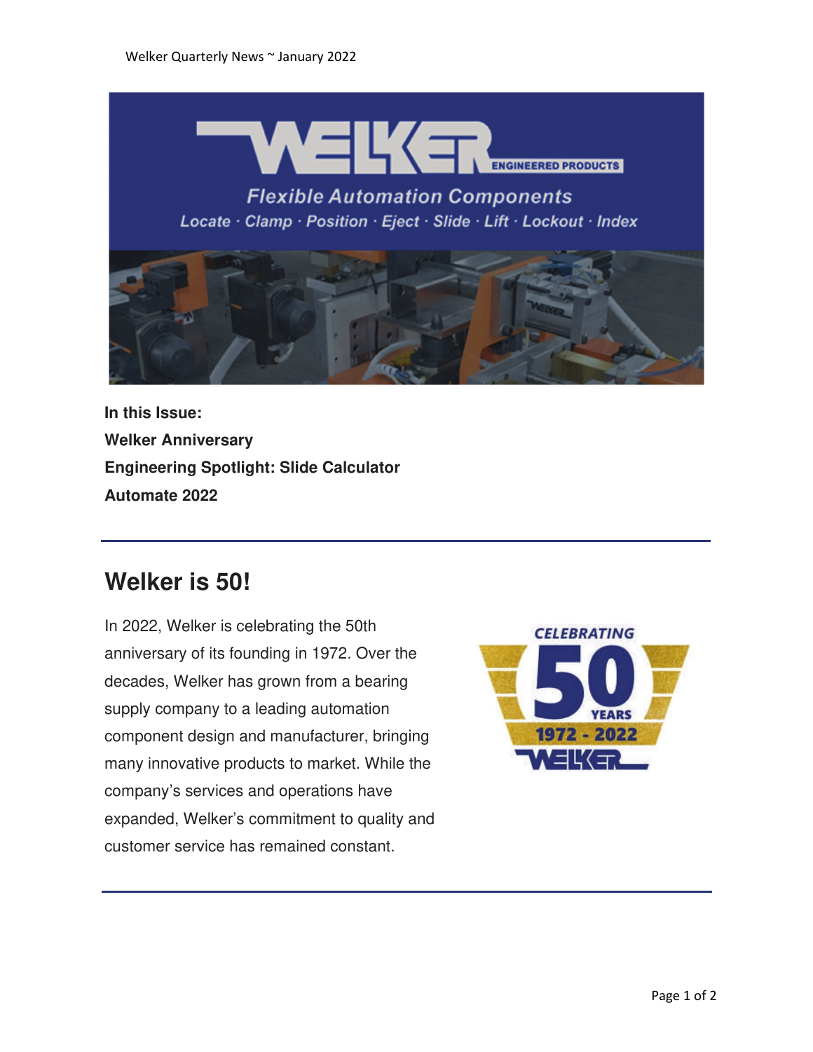**In this Issue:**

**Welker Anniversary**

**Engineering Spotlight: Slide Calculator**

**Automate 2022**

---

## Welker is 50!

In 2022, Welker is celebrating the 50th anniversary of its founding in 1972. Over the decades, Welker has grown from a bearing supply company to a leading automation component design and manufacturer, bringing many innovative products to market. While the company's services and operations have expanded, Welker's commitment to quality and customer service has remained constant.

---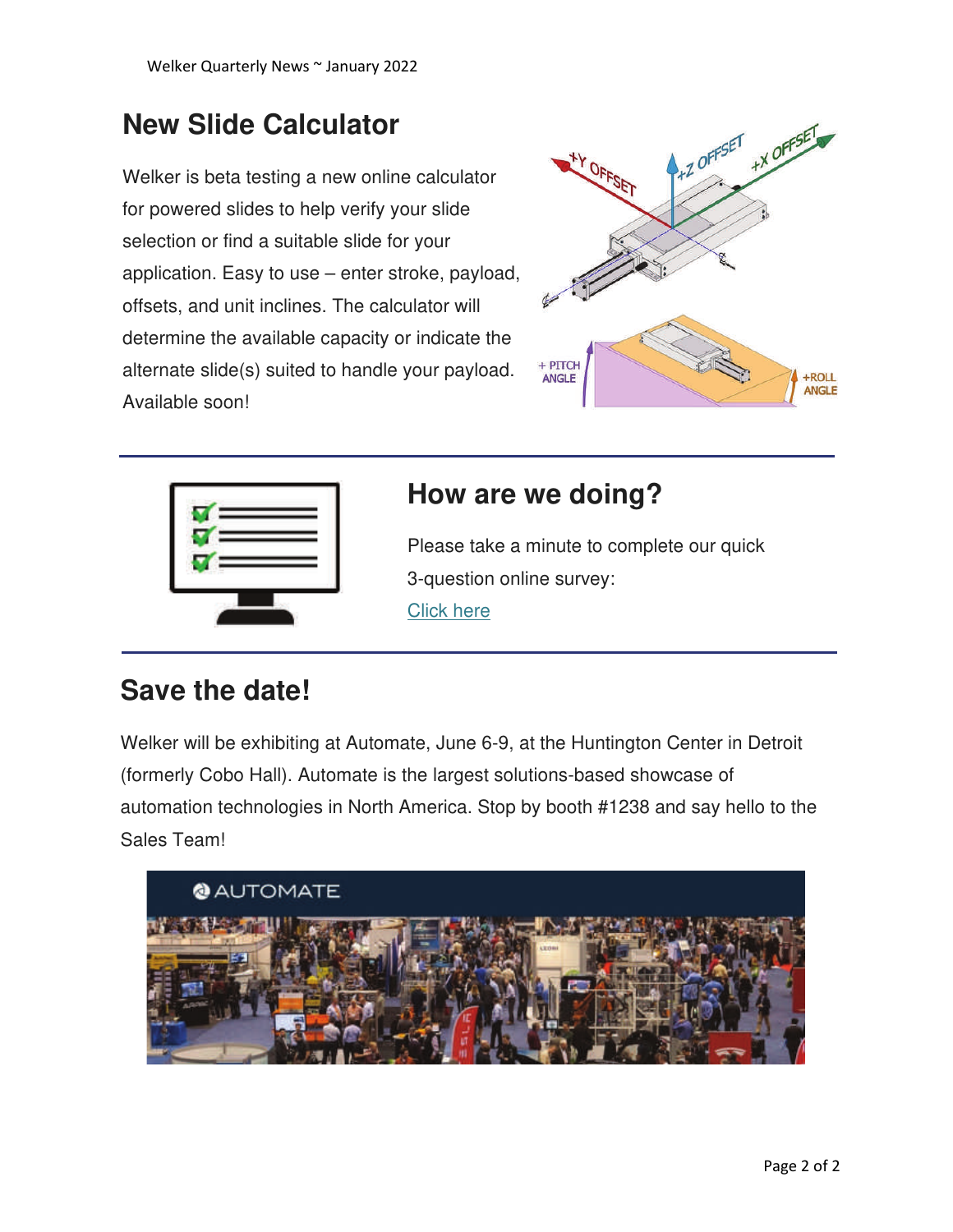## New Slide Calculator

Welker is beta testing a new online calculator for powered slides to help verify your slide selection or find a suitable slide for your application. Easy to use – enter stroke, payload, offsets, and unit inclines. The calculator will determine the available capacity or indicate the alternate slide(s) suited to handle your payload. Available soon!

+Y OFFSET
+Z OFFSET
+X OFFSET
+ PITCH ANGLE
+ROLL ANGLE

## How are we doing?

Please take a minute to complete our quick 3-question online survey:
Click here

## Save the date!

Welker will be exhibiting at Automate, June 6-9, at the Huntington Center in Detroit (formerly Cobo Hall). Automate is the largest solutions-based showcase of automation technologies in North America. Stop by booth #1238 and say hello to the Sales Team!

AUTOMATE